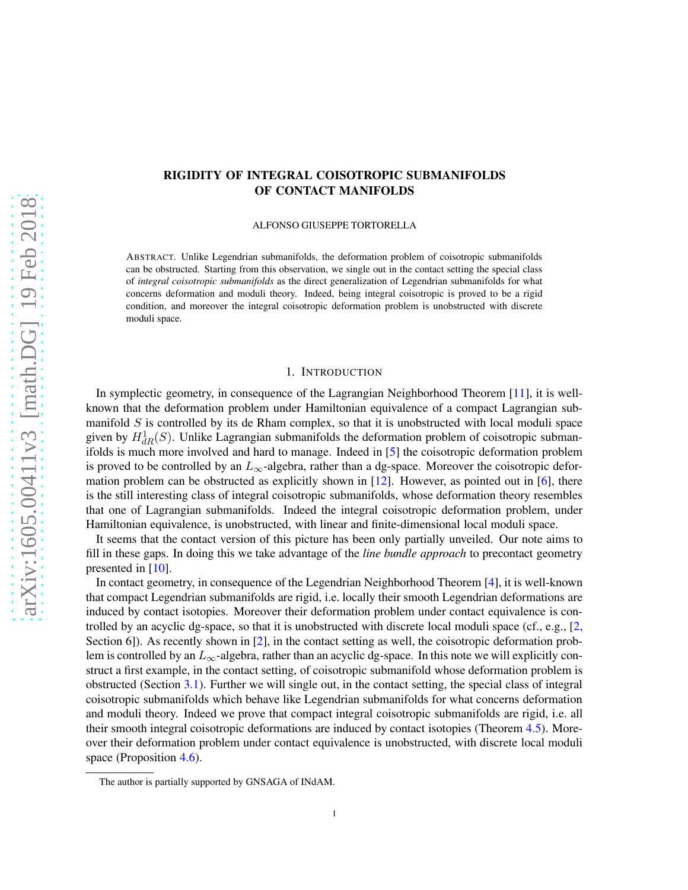# RIGIDITY OF INTEGRAL COISOTROPIC SUBMANIFOLDS OF CONTACT MANIFOLDS

ALFONSO GIUSEPPE TORTORELLA

ABSTRACT. Unlike Legendrian submanifolds, the deformation problem of coisotropic submanifolds can be obstructed. Starting from this observation, we single out in the contact setting the special class of *integral coisotropic submanifolds* as the direct generalization of Legendrian submanifolds for what concerns deformation and moduli theory. Indeed, being integral coisotropic is proved to be a rigid condition, and moreover the integral coisotropic deformation problem is unobstructed with discrete moduli space.

## 1. INTRODUCTION

In symplectic geometry, in consequence of the Lagrangian Neighborhood Theorem [11], it is well-known that the deformation problem under Hamiltonian equivalence of a compact Lagrangian submanifold $S$ is controlled by its de Rham complex, so that it is unobstructed with local moduli space given by $H^1_{dR}(S)$. Unlike Lagrangian submanifolds the deformation problem of coisotropic submanifolds is much more involved and hard to manage. Indeed in [5] the coisotropic deformation problem is proved to be controlled by an $L_\infty$-algebra, rather than a dg-space. Moreover the coisotropic deformation problem can be obstructed as explicitly shown in [12]. However, as pointed out in [6], there is the still interesting class of integral coisotropic submanifolds, whose deformation theory resembles that one of Lagrangian submanifolds. Indeed the integral coisotropic deformation problem, under Hamiltonian equivalence, is unobstructed, with linear and finite-dimensional local moduli space.

It seems that the contact version of this picture has been only partially unveiled. Our note aims to fill in these gaps. In doing this we take advantage of the *line bundle approach* to precontact geometry presented in [10].

In contact geometry, in consequence of the Legendrian Neighborhood Theorem [4], it is well-known that compact Legendrian submanifolds are rigid, i.e. locally their smooth Legendrian deformations are induced by contact isotopies. Moreover their deformation problem under contact equivalence is controlled by an acyclic dg-space, so that it is unobstructed with discrete local moduli space (cf., e.g., [2, Section 6]). As recently shown in [2], in the contact setting as well, the coisotropic deformation problem is controlled by an $L_\infty$-algebra, rather than an acyclic dg-space. In this note we will explicitly construct a first example, in the contact setting, of coisotropic submanifold whose deformation problem is obstructed (Section 3.1). Further we will single out, in the contact setting, the special class of integral coisotropic submanifolds which behave like Legendrian submanifolds for what concerns deformation and moduli theory. Indeed we prove that compact integral coisotropic submanifolds are rigid, i.e. all their smooth integral coisotropic deformations are induced by contact isotopies (Theorem 4.5). Moreover their deformation problem under contact equivalence is unobstructed, with discrete local moduli space (Proposition 4.6).

The author is partially supported by GNSAGA of INdAM.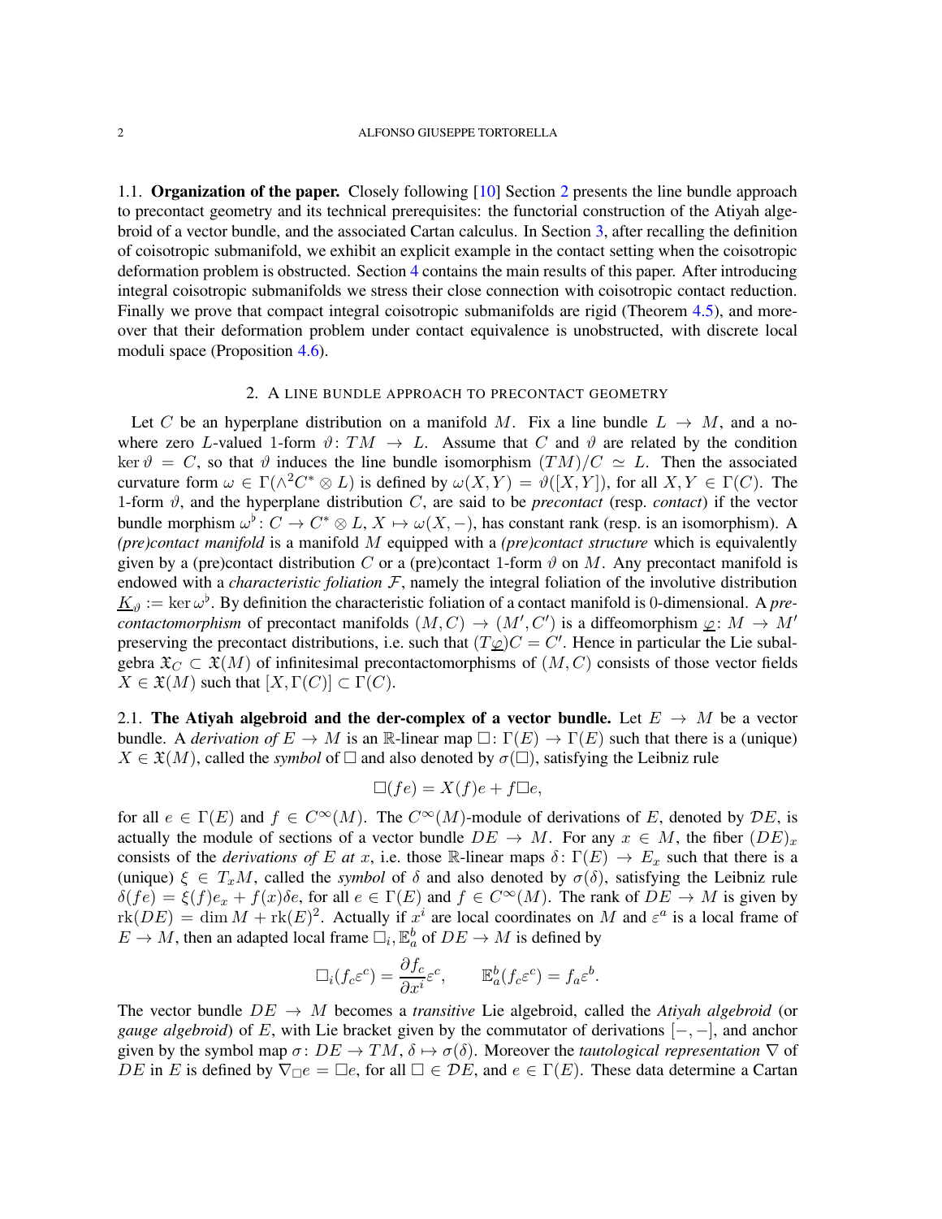1.1. **Organization of the paper.** Closely following [10] Section 2 presents the line bundle approach to precontact geometry and its technical prerequisites: the functorial construction of the Atiyah algebroid of a vector bundle, and the associated Cartan calculus. In Section 3, after recalling the definition of coisotropic submanifold, we exhibit an explicit example in the contact setting when the coisotropic deformation problem is obstructed. Section 4 contains the main results of this paper. After introducing integral coisotropic submanifolds we stress their close connection with coisotropic contact reduction. Finally we prove that compact integral coisotropic submanifolds are rigid (Theorem 4.5), and moreover that their deformation problem under contact equivalence is unobstructed, with discrete local moduli space (Proposition 4.6).

## 2. A line bundle approach to precontact geometry

Let $C$ be an hyperplane distribution on a manifold $M$. Fix a line bundle $L \to M$, and a nowhere zero $L$-valued 1-form $\vartheta\colon TM \to L$. Assume that $C$ and $\vartheta$ are related by the condition $\ker\vartheta = C$, so that $\vartheta$ induces the line bundle isomorphism $(TM)/C \simeq L$. Then the associated curvature form $\omega \in \Gamma(\wedge^2 C^* \otimes L)$ is defined by $\omega(X,Y) = \vartheta([X,Y])$, for all $X, Y \in \Gamma(C)$. The 1-form $\vartheta$, and the hyperplane distribution $C$, are said to be *precontact* (resp. *contact*) if the vector bundle morphism $\omega^\flat\colon C \to C^*\otimes L$, $X \mapsto \omega(X,-)$, has constant rank (resp. is an isomorphism). A *(pre)contact manifold* is a manifold $M$ equipped with a *(pre)contact structure* which is equivalently given by a (pre)contact distribution $C$ or a (pre)contact 1-form $\vartheta$ on $M$. Any precontact manifold is endowed with a *characteristic foliation* $\mathcal{F}$, namely the integral foliation of the involutive distribution $\underline{K}_\vartheta := \ker\omega^\flat$. By definition the characteristic foliation of a contact manifold is 0-dimensional. A *precontactomorphism* of precontact manifolds $(M,C) \to (M',C')$ is a diffeomorphism $\underline{\varphi}\colon M \to M'$ preserving the precontact distributions, i.e. such that $(T\underline{\varphi})C = C'$. Hence in particular the Lie subalgebra $\mathfrak{X}_C \subset \mathfrak{X}(M)$ of infinitesimal precontactomorphisms of $(M,C)$ consists of those vector fields $X \in \mathfrak{X}(M)$ such that $[X,\Gamma(C)] \subset \Gamma(C)$.

2.1. **The Atiyah algebroid and the der-complex of a vector bundle.** Let $E \to M$ be a vector bundle. A *derivation of* $E \to M$ is an $\mathbb{R}$-linear map $\square\colon \Gamma(E) \to \Gamma(E)$ such that there is a (unique) $X \in \mathfrak{X}(M)$, called the *symbol* of $\square$ and also denoted by $\sigma(\square)$, satisfying the Leibniz rule

$$\square(fe) = X(f)e + f\square e,$$

for all $e \in \Gamma(E)$ and $f \in C^\infty(M)$. The $C^\infty(M)$-module of derivations of $E$, denoted by $\mathcal{D}E$, is actually the module of sections of a vector bundle $DE \to M$. For any $x \in M$, the fiber $(DE)_x$ consists of the *derivations of* $E$ *at* $x$, i.e. those $\mathbb{R}$-linear maps $\delta\colon \Gamma(E) \to E_x$ such that there is a (unique) $\xi \in T_xM$, called the *symbol* of $\delta$ and also denoted by $\sigma(\delta)$, satisfying the Leibniz rule $\delta(fe) = \xi(f)e_x + f(x)\delta e$, for all $e \in \Gamma(E)$ and $f \in C^\infty(M)$. The rank of $DE \to M$ is given by $\operatorname{rk}(DE) = \dim M + \operatorname{rk}(E)^2$. Actually if $x^i$ are local coordinates on $M$ and $\varepsilon^a$ is a local frame of $E \to M$, then an adapted local frame $\square_i, \mathbb{E}^b_a$ of $DE \to M$ is defined by

$$\square_i(f_c\varepsilon^c) = \frac{\partial f_c}{\partial x^i}\varepsilon^c, \qquad \mathbb{E}^b_a(f_c\varepsilon^c) = f_a\varepsilon^b.$$

The vector bundle $DE \to M$ becomes a *transitive* Lie algebroid, called the *Atiyah algebroid* (or *gauge algebroid*) of $E$, with Lie bracket given by the commutator of derivations $[-,-]$, and anchor given by the symbol map $\sigma\colon DE \to TM$, $\delta \mapsto \sigma(\delta)$. Moreover the *tautological representation* $\nabla$ of $DE$ in $E$ is defined by $\nabla_\square e = \square e$, for all $\square \in \mathcal{D}E$, and $e \in \Gamma(E)$. These data determine a Cartan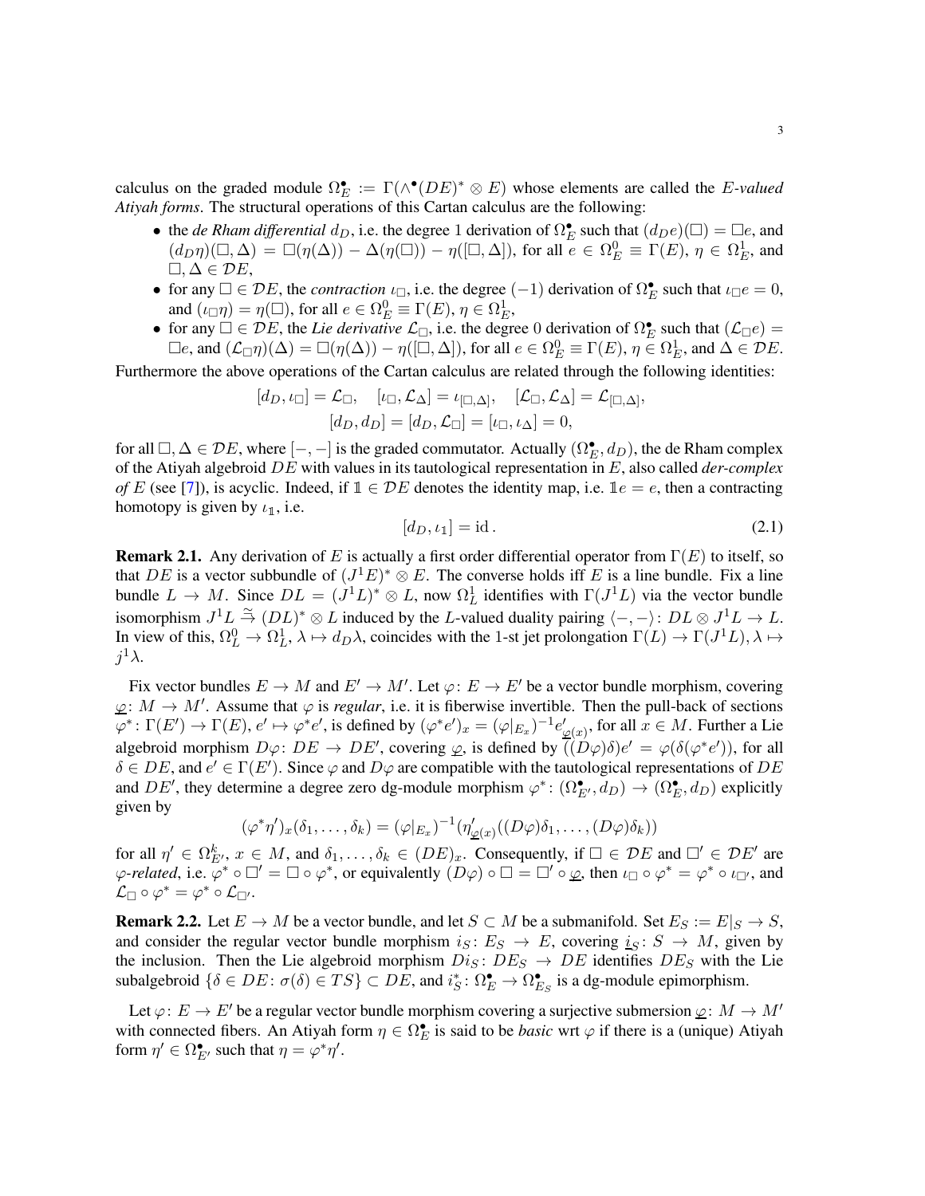calculus on the graded module $\Omega^\bullet_E := \Gamma(\wedge^\bullet(DE)^* \otimes E)$ whose elements are called the *$E$-valued Atiyah forms*. The structural operations of this Cartan calculus are the following:

- the *de Rham differential* $d_D$, i.e. the degree 1 derivation of $\Omega^\bullet_E$ such that $(d_D e)(\Box) = \Box e$, and $(d_D\eta)(\Box, \Delta) = \Box(\eta(\Delta)) - \Delta(\eta(\Box)) - \eta([\Box, \Delta])$, for all $e \in \Omega^0_E \equiv \Gamma(E)$, $\eta \in \Omega^1_E$, and $\Box, \Delta \in \mathcal{D}E$,
- for any $\Box \in \mathcal{D}E$, the *contraction* $\iota_\Box$, i.e. the degree $(-1)$ derivation of $\Omega^\bullet_E$ such that $\iota_\Box e = 0$, and $(\iota_\Box \eta) = \eta(\Box)$, for all $e \in \Omega^0_E \equiv \Gamma(E)$, $\eta \in \Omega^1_E$,
- for any $\Box \in \mathcal{D}E$, the *Lie derivative* $\mathcal{L}_\Box$, i.e. the degree 0 derivation of $\Omega^\bullet_E$ such that $(\mathcal{L}_\Box e) = \Box e$, and $(\mathcal{L}_\Box \eta)(\Delta) = \Box(\eta(\Delta)) - \eta([\Box, \Delta])$, for all $e \in \Omega^0_E \equiv \Gamma(E)$, $\eta \in \Omega^1_E$, and $\Delta \in \mathcal{D}E$.

Furthermore the above operations of the Cartan calculus are related through the following identities:

$$
[d_D, \iota_\Box] = \mathcal{L}_\Box, \quad [\iota_\Box, \mathcal{L}_\Delta] = \iota_{[\Box, \Delta]}, \quad [\mathcal{L}_\Box, \mathcal{L}_\Delta] = \mathcal{L}_{[\Box, \Delta]},
$$
$$
[d_D, d_D] = [d_D, \mathcal{L}_\Box] = [\iota_\Box, \iota_\Delta] = 0,
$$

for all $\Box, \Delta \in \mathcal{D}E$, where $[-,-]$ is the graded commutator. Actually $(\Omega^\bullet_E, d_D)$, the de Rham complex of the Atiyah algebroid $DE$ with values in its tautological representation in $E$, also called *der-complex of $E$* (see [7]), is acyclic. Indeed, if $\mathbb{1} \in \mathcal{D}E$ denotes the identity map, i.e. $\mathbb{1}e = e$, then a contracting homotopy is given by $\iota_{\mathbb{1}}$, i.e.

$$
[d_D, \iota_{\mathbb{1}}] = \mathrm{id}\,. \tag{2.1}
$$

**Remark 2.1.** Any derivation of $E$ is actually a first order differential operator from $\Gamma(E)$ to itself, so that $DE$ is a vector subbundle of $(J^1E)^* \otimes E$. The converse holds iff $E$ is a line bundle. Fix a line bundle $L \to M$. Since $DL = (J^1L)^* \otimes L$, now $\Omega^1_L$ identifies with $\Gamma(J^1L)$ via the vector bundle isomorphism $J^1L \overset{\simeq}{\rightrightarrows} (DL)^* \otimes L$ induced by the $L$-valued duality pairing $\langle -,- \rangle \colon DL \otimes J^1L \to L$. In view of this, $\Omega^0_L \to \Omega^1_L$, $\lambda \mapsto d_D\lambda$, coincides with the 1-st jet prolongation $\Gamma(L) \to \Gamma(J^1L)$, $\lambda \mapsto j^1\lambda$.

Fix vector bundles $E \to M$ and $E' \to M'$. Let $\varphi \colon E \to E'$ be a vector bundle morphism, covering $\underline{\varphi} \colon M \to M'$. Assume that $\varphi$ is *regular*, i.e. it is fiberwise invertible. Then the pull-back of sections $\varphi^* \colon \Gamma(E') \to \Gamma(E)$, $e' \mapsto \varphi^* e'$, is defined by $(\varphi^* e')_x = (\varphi|_{E_x})^{-1} e'_{\underline{\varphi}(x)}$, for all $x \in M$. Further a Lie algebroid morphism $D\varphi \colon DE \to DE'$, covering $\underline{\varphi}$, is defined by $((D\varphi)\delta)e' = \varphi(\delta(\varphi^* e'))$, for all $\delta \in DE$, and $e' \in \Gamma(E')$. Since $\varphi$ and $D\varphi$ are compatible with the tautological representations of $DE$ and $DE'$, they determine a degree zero dg-module morphism $\varphi^* \colon (\Omega^\bullet_{E'}, d_D) \to (\Omega^\bullet_E, d_D)$ explicitly given by

$$
(\varphi^* \eta')_x(\delta_1, \ldots, \delta_k) = (\varphi|_{E_x})^{-1}(\eta'_{\underline{\varphi}(x)}((D\varphi)\delta_1, \ldots, (D\varphi)\delta_k))
$$

for all $\eta' \in \Omega^k_{E'}$, $x \in M$, and $\delta_1, \ldots, \delta_k \in (DE)_x$. Consequently, if $\Box \in \mathcal{D}E$ and $\Box' \in \mathcal{D}E'$ are *$\varphi$-related*, i.e. $\varphi^* \circ \Box' = \Box \circ \varphi^*$, or equivalently $(D\varphi) \circ \Box = \Box' \circ \underline{\varphi}$, then $\iota_\Box \circ \varphi^* = \varphi^* \circ \iota_{\Box'}$, and $\mathcal{L}_\Box \circ \varphi^* = \varphi^* \circ \mathcal{L}_{\Box'}$.

**Remark 2.2.** Let $E \to M$ be a vector bundle, and let $S \subset M$ be a submanifold. Set $E_S := E|_S \to S$, and consider the regular vector bundle morphism $i_S \colon E_S \to E$, covering $\underline{i}_S \colon S \to M$, given by the inclusion. Then the Lie algebroid morphism $Di_S \colon DE_S \to DE$ identifies $DE_S$ with the Lie subalgebroid $\{\delta \in DE \colon \sigma(\delta) \in TS\} \subset DE$, and $i^*_S \colon \Omega^\bullet_E \to \Omega^\bullet_{E_S}$ is a dg-module epimorphism.

Let $\varphi \colon E \to E'$ be a regular vector bundle morphism covering a surjective submersion $\underline{\varphi} \colon M \to M'$ with connected fibers. An Atiyah form $\eta \in \Omega^\bullet_E$ is said to be *basic* wrt $\varphi$ if there is a (unique) Atiyah form $\eta' \in \Omega^\bullet_{E'}$ such that $\eta = \varphi^* \eta'$.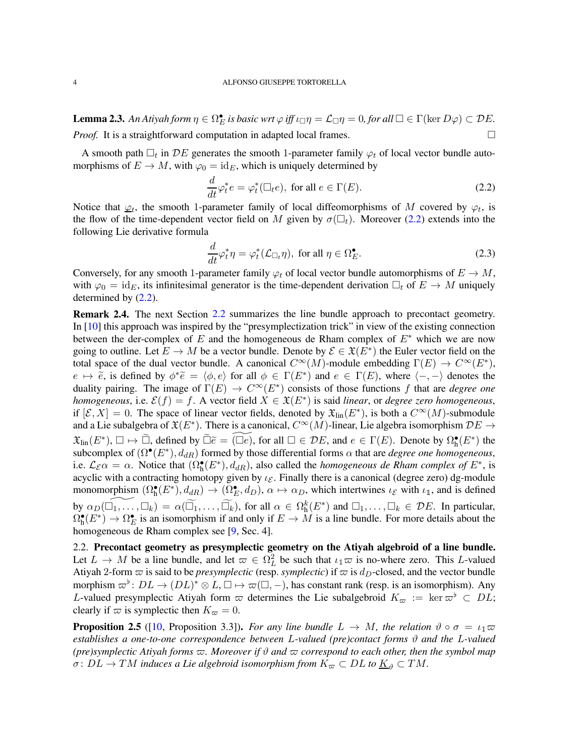**Lemma 2.3.** *An Atiyah form $\eta \in \Omega_E^\bullet$ is basic wrt $\varphi$ iff $\iota_\Box \eta = \mathcal{L}_\Box \eta = 0$, for all $\Box \in \Gamma(\ker D\varphi) \subset \mathcal{D}E$.*

*Proof.* It is a straightforward computation in adapted local frames. $\square$

A smooth path $\Box_t$ in $\mathcal{D}E$ generates the smooth 1-parameter family $\varphi_t$ of local vector bundle automorphisms of $E \to M$, with $\varphi_0 = \mathrm{id}_E$, which is uniquely determined by

$$\frac{d}{dt}\varphi_t^* e = \varphi_t^*(\Box_t e), \text{ for all } e \in \Gamma(E). \tag{2.2}$$

Notice that $\underline{\varphi}_t$, the smooth 1-parameter family of local diffeomorphisms of $M$ covered by $\varphi_t$, is the flow of the time-dependent vector field on $M$ given by $\sigma(\Box_t)$. Moreover (2.2) extends into the following Lie derivative formula

$$\frac{d}{dt}\varphi_t^* \eta = \varphi_t^*(\mathcal{L}_{\Box_t}\eta), \text{ for all } \eta \in \Omega_E^\bullet. \tag{2.3}$$

Conversely, for any smooth 1-parameter family $\varphi_t$ of local vector bundle automorphisms of $E \to M$, with $\varphi_0 = \mathrm{id}_E$, its infinitesimal generator is the time-dependent derivation $\Box_t$ of $E \to M$ uniquely determined by (2.2).

**Remark 2.4.** The next Section 2.2 summarizes the line bundle approach to precontact geometry. In [10] this approach was inspired by the "presymplectization trick" in view of the existing connection between the der-complex of $E$ and the homogeneous de Rham complex of $E^*$ which we are now going to outline. Let $E \to M$ be a vector bundle. Denote by $\mathcal{E} \in \mathfrak{X}(E^*)$ the Euler vector field on the total space of the dual vector bundle. A canonical $C^\infty(M)$-module embedding $\Gamma(E) \to C^\infty(E^*)$, $e \mapsto \widetilde{e}$, is defined by $\phi^*\widetilde{e} = \langle \phi, e\rangle$ for all $\phi \in \Gamma(E^*)$ and $e \in \Gamma(E)$, where $\langle -,-\rangle$ denotes the duality pairing. The image of $\Gamma(E) \to C^\infty(E^*)$ consists of those functions $f$ that are *degree one homogeneous*, i.e. $\mathcal{E}(f) = f$. A vector field $X \in \mathfrak{X}(E^*)$ is said *linear*, or *degree zero homogeneous*, if $[\mathcal{E}, X] = 0$. The space of linear vector fields, denoted by $\mathfrak{X}_{\mathrm{lin}}(E^*)$, is both a $C^\infty(M)$-submodule and a Lie subalgebra of $\mathfrak{X}(E^*)$. There is a canonical, $C^\infty(M)$-linear, Lie algebra isomorphism $\mathcal{D}E \to \mathfrak{X}_{\mathrm{lin}}(E^*)$, $\Box \mapsto \widetilde{\Box}$, defined by $\widetilde{\Box}\widetilde{e} = \widetilde{(\Box e)}$, for all $\Box \in \mathcal{D}E$, and $e \in \Gamma(E)$. Denote by $\Omega_{\mathrm{h}}^\bullet(E^*)$ the subcomplex of $(\Omega^\bullet(E^*), d_{dR})$ formed by those differential forms $\alpha$ that are *degree one homogeneous*, i.e. $\mathcal{L}_\mathcal{E}\alpha = \alpha$. Notice that $(\Omega_{\mathrm{h}}^\bullet(E^*), d_{dR})$, also called the *homogeneous de Rham complex of* $E^*$, is acyclic with a contracting homotopy given by $\iota_\mathcal{E}$. Finally there is a canonical (degree zero) dg-module monomorphism $(\Omega_{\mathrm{h}}^\bullet(E^*), d_{dR}) \to (\Omega_E^\bullet, d_D)$, $\alpha \mapsto \alpha_D$, which intertwines $\iota_\mathcal{E}$ with $\iota_\mathbb{1}$, and is defined by $\alpha_D(\widetilde{\Box_1, \ldots, \Box_k}) = \alpha(\widetilde{\Box}_1, \ldots, \widetilde{\Box}_k)$, for all $\alpha \in \Omega_{\mathrm{h}}^k(E^*)$ and $\Box_1, \ldots, \Box_k \in \mathcal{D}E$. In particular, $\Omega_{\mathrm{h}}^\bullet(E^*) \to \Omega_E^\bullet$ is an isomorphism if and only if $E \to M$ is a line bundle. For more details about the homogeneous de Rham complex see [9, Sec. 4].

### 2.2. Precontact geometry as presymplectic geometry on the Atiyah algebroid of a line bundle.

Let $L \to M$ be a line bundle, and let $\varpi \in \Omega_L^2$ be such that $\iota_\mathbb{1}\varpi$ is no-where zero. This $L$-valued Atiyah 2-form $\varpi$ is said to be *presymplectic* (resp. *symplectic*) if $\varpi$ is $d_D$-closed, and the vector bundle morphism $\varpi^\flat \colon DL \to (DL)^* \otimes L$, $\Box \mapsto \varpi(\Box, -)$, has constant rank (resp. is an isomorphism). Any $L$-valued presymplectic Atiyah form $\varpi$ determines the Lie subalgebroid $K_\varpi := \ker \varpi^\flat \subset DL$; clearly if $\varpi$ is symplectic then $K_\varpi = 0$.

**Proposition 2.5** ([10, Proposition 3.3])**.** *For any line bundle $L \to M$, the relation $\vartheta \circ \sigma = \iota_\mathbb{1}\varpi$ establishes a one-to-one correspondence between $L$-valued (pre)contact forms $\vartheta$ and the $L$-valued (pre)symplectic Atiyah forms $\varpi$. Moreover if $\vartheta$ and $\varpi$ correspond to each other, then the symbol map $\sigma \colon DL \to TM$ induces a Lie algebroid isomorphism from $K_\varpi \subset DL$ to $\underline{K}_\vartheta \subset TM$.*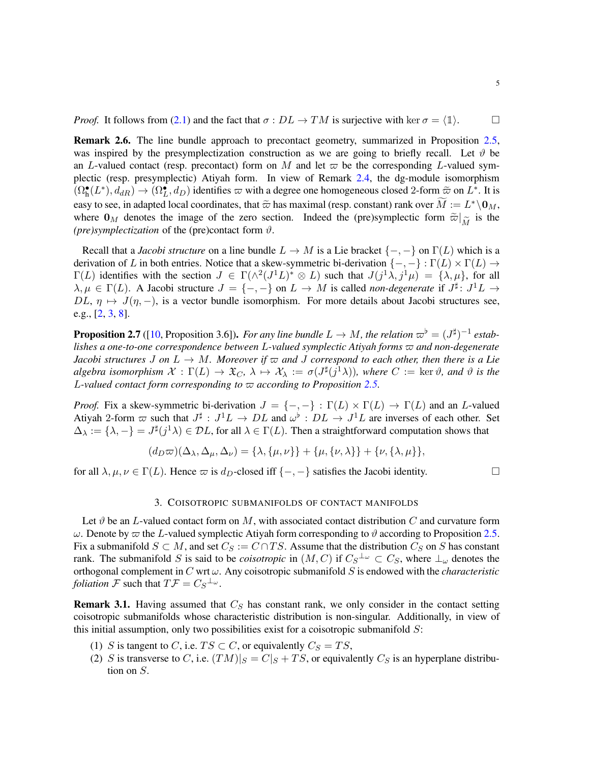*Proof.* It follows from (2.1) and the fact that $\sigma : DL \to TM$ is surjective with $\ker \sigma = \langle \mathbb{1} \rangle$. $\square$

**Remark 2.6.** The line bundle approach to precontact geometry, summarized in Proposition 2.5, was inspired by the presymplectization construction as we are going to briefly recall. Let $\vartheta$ be an $L$-valued contact (resp. precontact) form on $M$ and let $\varpi$ be the corresponding $L$-valued symplectic (resp. presymplectic) Atiyah form. In view of Remark 2.4, the dg-module isomorphism $(\Omega^\bullet_{\mathfrak{h}}(L^*), d_{dR}) \to (\Omega^\bullet_L, d_D)$ identifies $\varpi$ with a degree one homogeneous closed 2-form $\widetilde{\varpi}$ on $L^*$. It is easy to see, in adapted local coordinates, that $\widetilde{\varpi}$ has maximal (resp. constant) rank over $\widetilde{M} := L^* \backslash \mathbf{0}_M$, where $\mathbf{0}_M$ denotes the image of the zero section. Indeed the (pre)symplectic form $\widetilde{\varpi}|_{\widetilde{M}}$ is the *(pre)symplectization* of the (pre)contact form $\vartheta$.

Recall that a *Jacobi structure* on a line bundle $L \to M$ is a Lie bracket $\{-,-\}$ on $\Gamma(L)$ which is a derivation of $L$ in both entries. Notice that a skew-symmetric bi-derivation $\{-,-\} : \Gamma(L) \times \Gamma(L) \to \Gamma(L)$ identifies with the section $J \in \Gamma(\wedge^2 (J^1 L)^* \otimes L)$ such that $J(j^1\lambda, j^1\mu) = \{\lambda, \mu\}$, for all $\lambda, \mu \in \Gamma(L)$. A Jacobi structure $J = \{-,-\}$ on $L \to M$ is called *non-degenerate* if $J^\sharp \colon J^1 L \to DL$, $\eta \mapsto J(\eta, -)$, is a vector bundle isomorphism. For more details about Jacobi structures see, e.g., [2, 3, 8].

**Proposition 2.7** ([10, Proposition 3.6])**.** *For any line bundle $L \to M$, the relation $\varpi^\flat = (J^\sharp)^{-1}$ establishes a one-to-one correspondence between $L$-valued symplectic Atiyah forms $\varpi$ and non-degenerate Jacobi structures $J$ on $L \to M$. Moreover if $\varpi$ and $J$ correspond to each other, then there is a Lie algebra isomorphism $\mathcal{X} : \Gamma(L) \to \mathfrak{X}_C$, $\lambda \mapsto \mathcal{X}_\lambda := \sigma(J^\sharp(j^1\lambda))$, where $C := \ker \vartheta$, and $\vartheta$ is the $L$-valued contact form corresponding to $\varpi$ according to Proposition 2.5.*

*Proof.* Fix a skew-symmetric bi-derivation $J = \{-,-\} : \Gamma(L) \times \Gamma(L) \to \Gamma(L)$ and an $L$-valued Atiyah 2-form $\varpi$ such that $J^\sharp : J^1 L \to DL$ and $\omega^\flat : DL \to J^1 L$ are inverses of each other. Set $\Delta_\lambda := \{\lambda, -\} = J^\sharp(j^1\lambda) \in \mathcal{D}L$, for all $\lambda \in \Gamma(L)$. Then a straightforward computation shows that

$$(d_D \varpi)(\Delta_\lambda, \Delta_\mu, \Delta_\nu) = \{\lambda, \{\mu, \nu\}\} + \{\mu, \{\nu, \lambda\}\} + \{\nu, \{\lambda, \mu\}\},$$

for all $\lambda, \mu, \nu \in \Gamma(L)$. Hence $\varpi$ is $d_D$-closed iff $\{-,-\}$ satisfies the Jacobi identity. $\square$

## 3. Coisotropic submanifolds of contact manifolds

Let $\vartheta$ be an $L$-valued contact form on $M$, with associated contact distribution $C$ and curvature form $\omega$. Denote by $\varpi$ the $L$-valued symplectic Atiyah form corresponding to $\vartheta$ according to Proposition 2.5. Fix a submanifold $S \subset M$, and set $C_S := C \cap TS$. Assume that the distribution $C_S$ on $S$ has constant rank. The submanifold $S$ is said to be *coisotropic* in $(M, C)$ if ${C_S}^{\perp_\omega} \subset C_S$, where $\perp_\omega$ denotes the orthogonal complement in $C$ wrt $\omega$. Any coisotropic submanifold $S$ is endowed with the *characteristic foliation* $\mathcal{F}$ such that $T\mathcal{F} = {C_S}^{\perp_\omega}$.

**Remark 3.1.** Having assumed that $C_S$ has constant rank, we only consider in the contact setting coisotropic submanifolds whose characteristic distribution is non-singular. Additionally, in view of this initial assumption, only two possibilities exist for a coisotropic submanifold $S$:

1. $S$ is tangent to $C$, i.e. $TS \subset C$, or equivalently $C_S = TS$,
2. $S$ is transverse to $C$, i.e. $(TM)|_S = C|_S + TS$, or equivalently $C_S$ is an hyperplane distribution on $S$.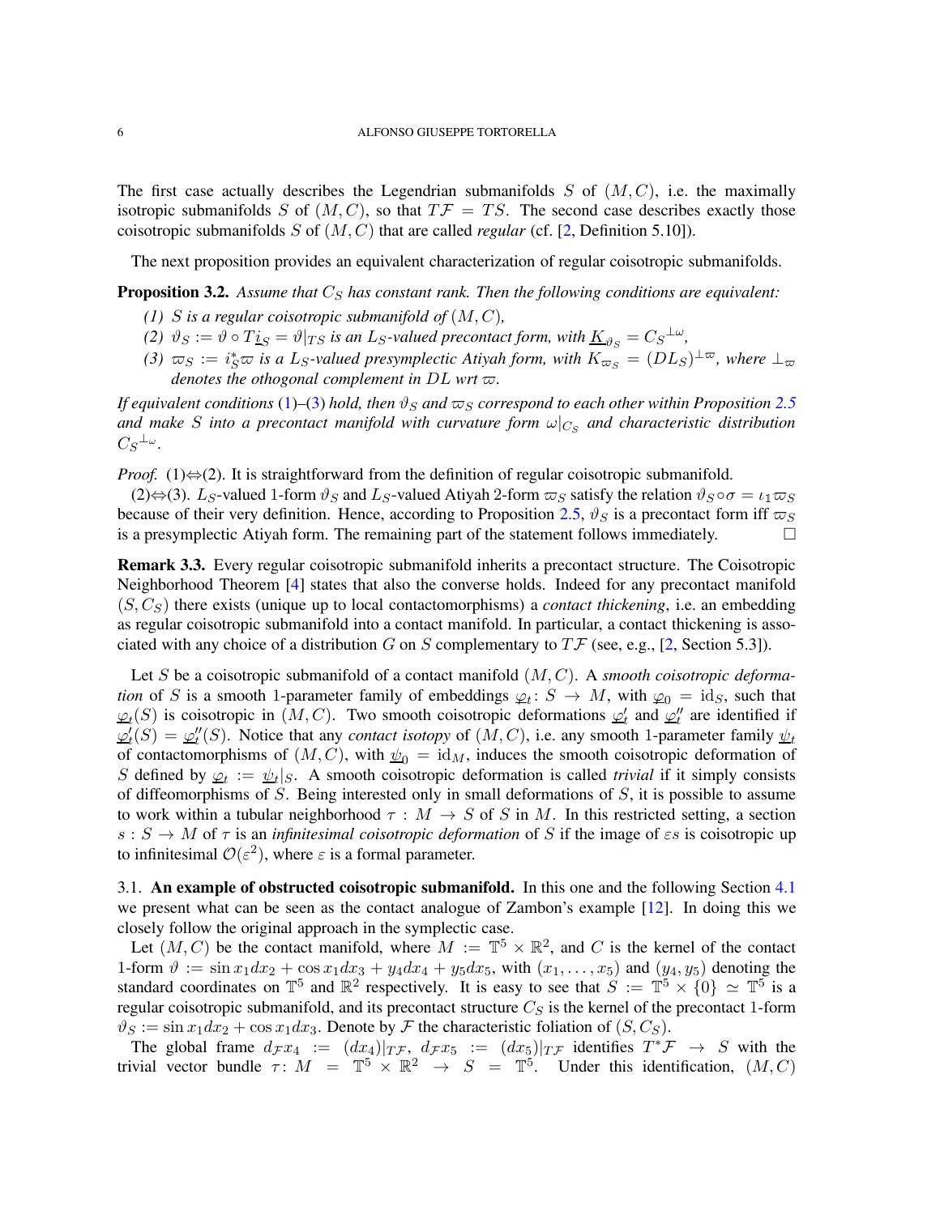The first case actually describes the Legendrian submanifolds $S$ of $(M, C)$, i.e. the maximally isotropic submanifolds $S$ of $(M, C)$, so that $T\mathcal{F} = TS$. The second case describes exactly those coisotropic submanifolds $S$ of $(M, C)$ that are called *regular* (cf. [2, Definition 5.10]).

The next proposition provides an equivalent characterization of regular coisotropic submanifolds.

**Proposition 3.2.** *Assume that $C_S$ has constant rank. Then the following conditions are equivalent:*

1. *$S$ is a regular coisotropic submanifold of $(M, C)$,*
2. *$\vartheta_S := \vartheta \circ T\underline{i}_S = \vartheta|_{TS}$ is an $L_S$-valued precontact form, with $\underline{K}_{\vartheta_S} = {C_S}^{\perp\omega}$,*
3. *$\varpi_S := i_S^*\varpi$ is a $L_S$-valued presymplectic Atiyah form, with $K_{\varpi_S} = (DL_S)^{\perp\varpi}$, where $\perp_\varpi$ denotes the othogonal complement in $DL$ wrt $\varpi$.*

*If equivalent conditions (1)–(3) hold, then $\vartheta_S$ and $\varpi_S$ correspond to each other within Proposition 2.5 and make $S$ into a precontact manifold with curvature form $\omega|_{C_S}$ and characteristic distribution ${C_S}^{\perp\omega}$.*

*Proof.* (1)⇔(2). It is straightforward from the definition of regular coisotropic submanifold.

(2)⇔(3). $L_S$-valued 1-form $\vartheta_S$ and $L_S$-valued Atiyah 2-form $\varpi_S$ satisfy the relation $\vartheta_S \circ \sigma = \iota_1\varpi_S$ because of their very definition. Hence, according to Proposition 2.5, $\vartheta_S$ is a precontact form iff $\varpi_S$ is a presymplectic Atiyah form. The remaining part of the statement follows immediately. □

**Remark 3.3.** Every regular coisotropic submanifold inherits a precontact structure. The Coisotropic Neighborhood Theorem [4] states that also the converse holds. Indeed for any precontact manifold $(S, C_S)$ there exists (unique up to local contactomorphisms) a *contact thickening*, i.e. an embedding as regular coisotropic submanifold into a contact manifold. In particular, a contact thickening is associated with any choice of a distribution $G$ on $S$ complementary to $T\mathcal{F}$ (see, e.g., [2, Section 5.3]).

Let $S$ be a coisotropic submanifold of a contact manifold $(M, C)$. A *smooth coisotropic deformation* of $S$ is a smooth 1-parameter family of embeddings $\underline{\varphi}_t \colon S \to M$, with $\underline{\varphi}_0 = \mathrm{id}_S$, such that $\underline{\varphi}_t(S)$ is coisotropic in $(M, C)$. Two smooth coisotropic deformations $\underline{\varphi}'_t$ and $\underline{\varphi}''_t$ are identified if $\underline{\varphi}'_t(S) = \underline{\varphi}''_t(S)$. Notice that any *contact isotopy* of $(M, C)$, i.e. any smooth 1-parameter family $\underline{\psi}_t$ of contactomorphisms of $(M, C)$, with $\underline{\psi}_0 = \mathrm{id}_M$, induces the smooth coisotropic deformation of $S$ defined by $\underline{\varphi}_t := \underline{\psi}_t|_S$. A smooth coisotropic deformation is called *trivial* if it simply consists of diffeomorphisms of $S$. Being interested only in small deformations of $S$, it is possible to assume to work within a tubular neighborhood $\tau : M \to S$ of $S$ in $M$. In this restricted setting, a section $s : S \to M$ of $\tau$ is an *infinitesimal coisotropic deformation* of $S$ if the image of $\varepsilon s$ is coisotropic up to infinitesimal $\mathcal{O}(\varepsilon^2)$, where $\varepsilon$ is a formal parameter.

### 3.1. An example of obstructed coisotropic submanifold.

In this one and the following Section 4.1 we present what can be seen as the contact analogue of Zambon's example [12]. In doing this we closely follow the original approach in the symplectic case.

Let $(M, C)$ be the contact manifold, where $M := \mathbb{T}^5 \times \mathbb{R}^2$, and $C$ is the kernel of the contact 1-form $\vartheta := \sin x_1 dx_2 + \cos x_1 dx_3 + y_4 dx_4 + y_5 dx_5$, with $(x_1, \ldots, x_5)$ and $(y_4, y_5)$ denoting the standard coordinates on $\mathbb{T}^5$ and $\mathbb{R}^2$ respectively. It is easy to see that $S := \mathbb{T}^5 \times \{0\} \simeq \mathbb{T}^5$ is a regular coisotropic submanifold, and its precontact structure $C_S$ is the kernel of the precontact 1-form $\vartheta_S := \sin x_1 dx_2 + \cos x_1 dx_3$. Denote by $\mathcal{F}$ the characteristic foliation of $(S, C_S)$.

The global frame $d_\mathcal{F} x_4 := (dx_4)|_{T\mathcal{F}}$, $d_\mathcal{F} x_5 := (dx_5)|_{T\mathcal{F}}$ identifies $T^*\mathcal{F} \to S$ with the trivial vector bundle $\tau \colon M = \mathbb{T}^5 \times \mathbb{R}^2 \to S = \mathbb{T}^5$. Under this identification, $(M, C)$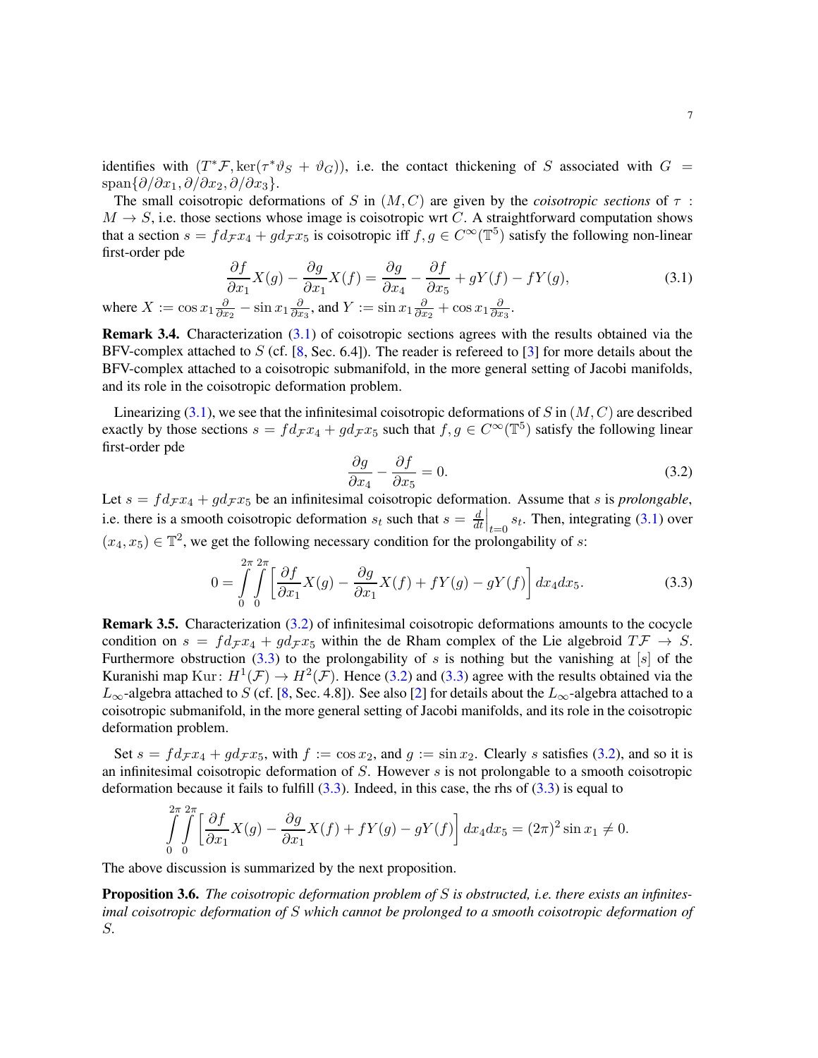identifies with $(T^*\mathcal{F}, \ker(\tau^*\vartheta_S + \vartheta_G))$, i.e. the contact thickening of $S$ associated with $G = \operatorname{span}\{\partial/\partial x_1, \partial/\partial x_2, \partial/\partial x_3\}$.

The small coisotropic deformations of $S$ in $(M, C)$ are given by the *coisotropic sections* of $\tau : M \to S$, i.e. those sections whose image is coisotropic wrt $C$. A straightforward computation shows that a section $s = f d_{\mathcal{F}} x_4 + g d_{\mathcal{F}} x_5$ is coisotropic iff $f, g \in C^\infty(\mathbb{T}^5)$ satisfy the following non-linear first-order pde

$$\frac{\partial f}{\partial x_1} X(g) - \frac{\partial g}{\partial x_1} X(f) = \frac{\partial g}{\partial x_4} - \frac{\partial f}{\partial x_5} + gY(f) - fY(g), \tag{3.1}$$

where $X := \cos x_1 \frac{\partial}{\partial x_2} - \sin x_1 \frac{\partial}{\partial x_3}$, and $Y := \sin x_1 \frac{\partial}{\partial x_2} + \cos x_1 \frac{\partial}{\partial x_3}$.

**Remark 3.4.** Characterization (3.1) of coisotropic sections agrees with the results obtained via the BFV-complex attached to $S$ (cf. [8, Sec. 6.4]). The reader is refereed to [3] for more details about the BFV-complex attached to a coisotropic submanifold, in the more general setting of Jacobi manifolds, and its role in the coisotropic deformation problem.

Linearizing (3.1), we see that the infinitesimal coisotropic deformations of $S$ in $(M, C)$ are described exactly by those sections $s = f d_{\mathcal{F}} x_4 + g d_{\mathcal{F}} x_5$ such that $f, g \in C^\infty(\mathbb{T}^5)$ satisfy the following linear first-order pde

$$\frac{\partial g}{\partial x_4} - \frac{\partial f}{\partial x_5} = 0. \tag{3.2}$$

Let $s = f d_{\mathcal{F}} x_4 + g d_{\mathcal{F}} x_5$ be an infinitesimal coisotropic deformation. Assume that $s$ is *prolongable*, i.e. there is a smooth coisotropic deformation $s_t$ such that $s = \left.\frac{d}{dt}\right|_{t=0} s_t$. Then, integrating (3.1) over $(x_4, x_5) \in \mathbb{T}^2$, we get the following necessary condition for the prolongability of $s$:

$$0 = \int_0^{2\pi}\int_0^{2\pi} \left[ \frac{\partial f}{\partial x_1} X(g) - \frac{\partial g}{\partial x_1} X(f) + fY(g) - gY(f) \right] dx_4 dx_5. \tag{3.3}$$

**Remark 3.5.** Characterization (3.2) of infinitesimal coisotropic deformations amounts to the cocycle condition on $s = f d_{\mathcal{F}} x_4 + g d_{\mathcal{F}} x_5$ within the de Rham complex of the Lie algebroid $T\mathcal{F} \to S$. Furthermore obstruction (3.3) to the prolongability of $s$ is nothing but the vanishing at $[s]$ of the Kuranishi map $\mathrm{Kur}\colon H^1(\mathcal{F}) \to H^2(\mathcal{F})$. Hence (3.2) and (3.3) agree with the results obtained via the $L_\infty$-algebra attached to $S$ (cf. [8, Sec. 4.8]). See also [2] for details about the $L_\infty$-algebra attached to a coisotropic submanifold, in the more general setting of Jacobi manifolds, and its role in the coisotropic deformation problem.

Set $s = f d_{\mathcal{F}} x_4 + g d_{\mathcal{F}} x_5$, with $f := \cos x_2$, and $g := \sin x_2$. Clearly $s$ satisfies (3.2), and so it is an infinitesimal coisotropic deformation of $S$. However $s$ is not prolongable to a smooth coisotropic deformation because it fails to fulfill (3.3). Indeed, in this case, the rhs of (3.3) is equal to

$$\int_0^{2\pi}\int_0^{2\pi} \left[ \frac{\partial f}{\partial x_1} X(g) - \frac{\partial g}{\partial x_1} X(f) + fY(g) - gY(f) \right] dx_4 dx_5 = (2\pi)^2 \sin x_1 \neq 0.$$

The above discussion is summarized by the next proposition.

**Proposition 3.6.** *The coisotropic deformation problem of $S$ is obstructed, i.e. there exists an infinitesimal coisotropic deformation of $S$ which cannot be prolonged to a smooth coisotropic deformation of $S$.*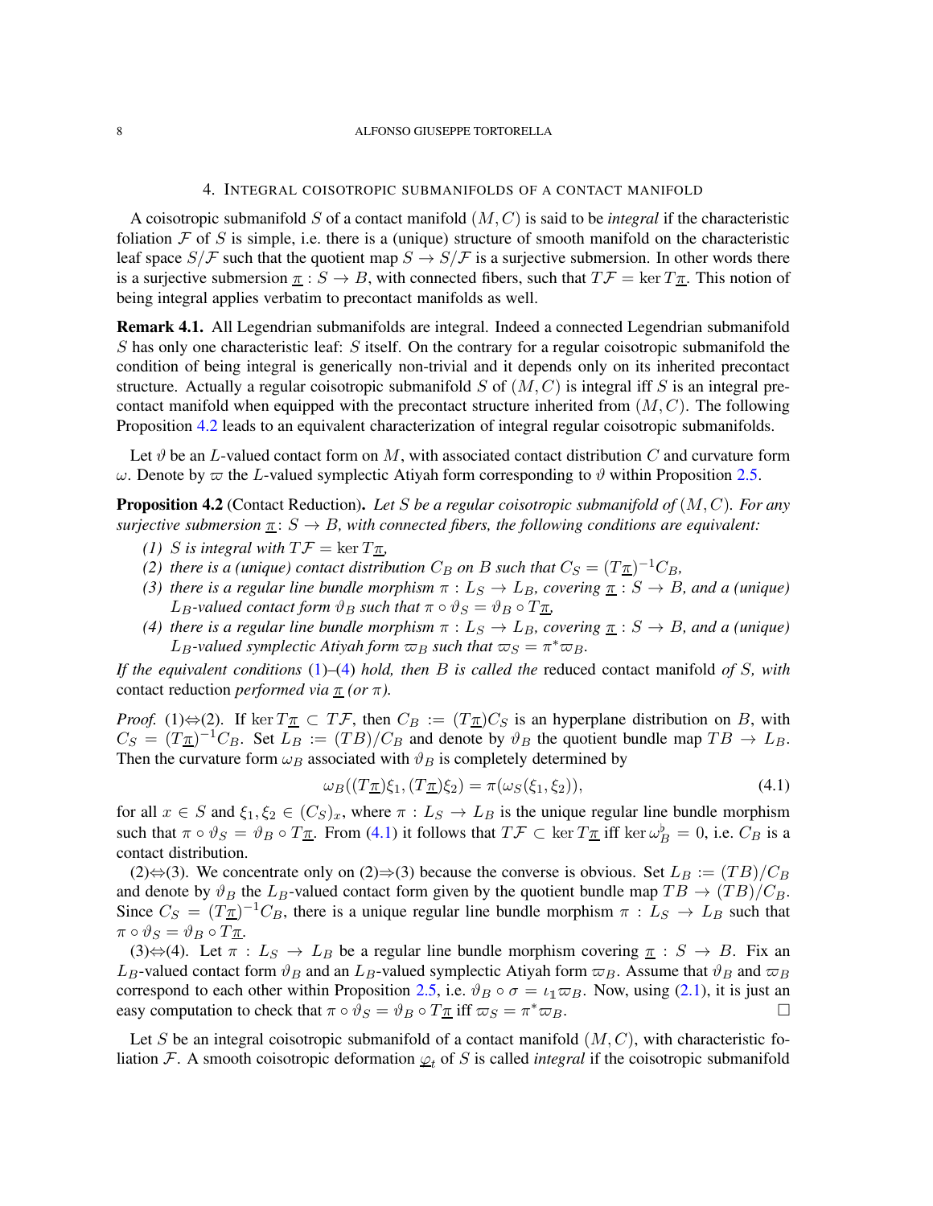## 4. Integral coisotropic submanifolds of a contact manifold

A coisotropic submanifold $S$ of a contact manifold $(M, C)$ is said to be *integral* if the characteristic foliation $\mathcal{F}$ of $S$ is simple, i.e. there is a (unique) structure of smooth manifold on the characteristic leaf space $S/\mathcal{F}$ such that the quotient map $S \to S/\mathcal{F}$ is a surjective submersion. In other words there is a surjective submersion $\underline{\pi} : S \to B$, with connected fibers, such that $T\mathcal{F} = \ker T\underline{\pi}$. This notion of being integral applies verbatim to precontact manifolds as well.

**Remark 4.1.** All Legendrian submanifolds are integral. Indeed a connected Legendrian submanifold $S$ has only one characteristic leaf: $S$ itself. On the contrary for a regular coisotropic submanifold the condition of being integral is generically non-trivial and it depends only on its inherited precontact structure. Actually a regular coisotropic submanifold $S$ of $(M, C)$ is integral iff $S$ is an integral precontact manifold when equipped with the precontact structure inherited from $(M, C)$. The following Proposition 4.2 leads to an equivalent characterization of integral regular coisotropic submanifolds.

Let $\vartheta$ be an $L$-valued contact form on $M$, with associated contact distribution $C$ and curvature form $\omega$. Denote by $\varpi$ the $L$-valued symplectic Atiyah form corresponding to $\vartheta$ within Proposition 2.5.

**Proposition 4.2** (Contact Reduction)**.** *Let $S$ be a regular coisotropic submanifold of $(M, C)$. For any surjective submersion $\underline{\pi}$: $S \to B$, with connected fibers, the following conditions are equivalent:*

*(1) $S$ is integral with $T\mathcal{F} = \ker T\underline{\pi}$,*

*(2) there is a (unique) contact distribution $C_B$ on $B$ such that $C_S = (T\underline{\pi})^{-1}C_B$,*

*(3) there is a regular line bundle morphism $\pi : L_S \to L_B$, covering $\underline{\pi} : S \to B$, and a (unique) $L_B$-valued contact form $\vartheta_B$ such that $\pi \circ \vartheta_S = \vartheta_B \circ T\underline{\pi}$,*

*(4) there is a regular line bundle morphism $\pi : L_S \to L_B$, covering $\underline{\pi} : S \to B$, and a (unique) $L_B$-valued symplectic Atiyah form $\varpi_B$ such that $\varpi_S = \pi^*\varpi_B$.*

*If the equivalent conditions (1)–(4) hold, then $B$ is called the* reduced contact manifold *of $S$, with* contact reduction *performed via $\underline{\pi}$ (or $\pi$).*

*Proof.* (1)$\Leftrightarrow$(2). If $\ker T\underline{\pi} \subset T\mathcal{F}$, then $C_B := (T\underline{\pi})C_S$ is an hyperplane distribution on $B$, with $C_S = (T\underline{\pi})^{-1}C_B$. Set $L_B := (TB)/C_B$ and denote by $\vartheta_B$ the quotient bundle map $TB \to L_B$. Then the curvature form $\omega_B$ associated with $\vartheta_B$ is completely determined by

$$\omega_B((T\underline{\pi})\xi_1, (T\underline{\pi})\xi_2) = \pi(\omega_S(\xi_1, \xi_2)), \tag{4.1}$$

for all $x \in S$ and $\xi_1, \xi_2 \in (C_S)_x$, where $\pi : L_S \to L_B$ is the unique regular line bundle morphism such that $\pi \circ \vartheta_S = \vartheta_B \circ T\underline{\pi}$. From (4.1) it follows that $T\mathcal{F} \subset \ker T\underline{\pi}$ iff $\ker \omega_B^\flat = 0$, i.e. $C_B$ is a contact distribution.

(2)$\Leftrightarrow$(3). We concentrate only on (2)$\Rightarrow$(3) because the converse is obvious. Set $L_B := (TB)/C_B$ and denote by $\vartheta_B$ the $L_B$-valued contact form given by the quotient bundle map $TB \to (TB)/C_B$. Since $C_S = (T\underline{\pi})^{-1}C_B$, there is a unique regular line bundle morphism $\pi : L_S \to L_B$ such that $\pi \circ \vartheta_S = \vartheta_B \circ T\underline{\pi}$.

(3)$\Leftrightarrow$(4). Let $\pi : L_S \to L_B$ be a regular line bundle morphism covering $\underline{\pi} : S \to B$. Fix an $L_B$-valued contact form $\vartheta_B$ and an $L_B$-valued symplectic Atiyah form $\varpi_B$. Assume that $\vartheta_B$ and $\varpi_B$ correspond to each other within Proposition 2.5, i.e. $\vartheta_B \circ \sigma = \iota_{\mathbb{1}}\varpi_B$. Now, using (2.1), it is just an easy computation to check that $\pi \circ \vartheta_S = \vartheta_B \circ T\underline{\pi}$ iff $\varpi_S = \pi^*\varpi_B$. $\square$

Let $S$ be an integral coisotropic submanifold of a contact manifold $(M, C)$, with characteristic foliation $\mathcal{F}$. A smooth coisotropic deformation $\underline{\varphi}_t$ of $S$ is called *integral* if the coisotropic submanifold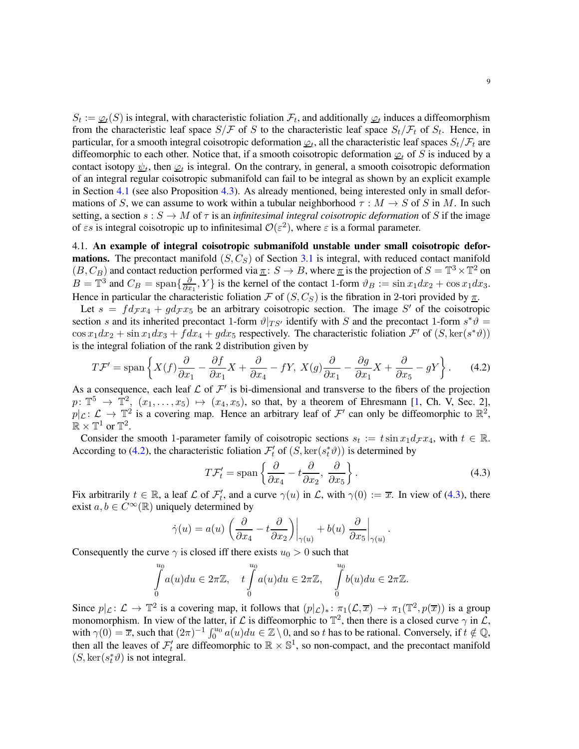$S_t := \underline{\varphi}_t(S)$ is integral, with characteristic foliation $\mathcal{F}_t$, and additionally $\underline{\varphi}_t$ induces a diffeomorphism from the characteristic leaf space $S/\mathcal{F}$ of $S$ to the characteristic leaf space $S_t/\mathcal{F}_t$ of $S_t$. Hence, in particular, for a smooth integral coisotropic deformation $\underline{\varphi}_t$, all the characteristic leaf spaces $S_t/\mathcal{F}_t$ are diffeomorphic to each other. Notice that, if a smooth coisotropic deformation $\underline{\varphi}_t$ of $S$ is induced by a contact isotopy $\underline{\psi}_t$, then $\underline{\varphi}_t$ is integral. On the contrary, in general, a smooth coisotropic deformation of an integral regular coisotropic submanifold can fail to be integral as shown by an explicit example in Section 4.1 (see also Proposition 4.3). As already mentioned, being interested only in small deformations of $S$, we can assume to work within a tubular neighborhood $\tau : M \to S$ of $S$ in $M$. In such setting, a section $s : S \to M$ of $\tau$ is an *infinitesimal integral coisotropic deformation* of $S$ if the image of $\varepsilon s$ is integral coisotropic up to infinitesimal $\mathcal{O}(\varepsilon^2)$, where $\varepsilon$ is a formal parameter.

4.1. **An example of integral coisotropic submanifold unstable under small coisotropic deformations.** The precontact manifold $(S, C_S)$ of Section 3.1 is integral, with reduced contact manifold $(B, C_B)$ and contact reduction performed via $\underline{\pi}\colon S \to B$, where $\underline{\pi}$ is the projection of $S = \mathbb{T}^3 \times \mathbb{T}^2$ on $B = \mathbb{T}^3$ and $C_B = \operatorname{span}\{\frac{\partial}{\partial x_1}, Y\}$ is the kernel of the contact 1-form $\vartheta_B := \sin x_1 dx_2 + \cos x_1 dx_3$. Hence in particular the characteristic foliation $\mathcal{F}$ of $(S, C_S)$ is the fibration in 2-tori provided by $\underline{\pi}$.

Let $s = f d_{\mathcal{F}} x_4 + g d_{\mathcal{F}} x_5$ be an arbitrary coisotropic section. The image $S'$ of the coisotropic section $s$ and its inherited precontact 1-form $\vartheta|_{TS'}$ identify with $S$ and the precontact 1-form $s^*\vartheta = \cos x_1 dx_2 + \sin x_1 dx_3 + f dx_4 + g dx_5$ respectively. The characteristic foliation $\mathcal{F}'$ of $(S, \ker(s^*\vartheta))$ is the integral foliation of the rank 2 distribution given by

$$
T\mathcal{F}' = \operatorname{span}\left\{ X(f)\frac{\partial}{\partial x_1} - \frac{\partial f}{\partial x_1} X + \frac{\partial}{\partial x_4} - fY,\ X(g)\frac{\partial}{\partial x_1} - \frac{\partial g}{\partial x_1} X + \frac{\partial}{\partial x_5} - gY \right\}. \tag{4.2}
$$

As a consequence, each leaf $\mathcal{L}$ of $\mathcal{F}'$ is bi-dimensional and transverse to the fibers of the projection $p\colon \mathbb{T}^5 \to \mathbb{T}^2$, $(x_1, \ldots, x_5) \mapsto (x_4, x_5)$, so that, by a theorem of Ehresmann [1, Ch. V, Sec. 2], $p|_{\mathcal{L}}\colon \mathcal{L} \to \mathbb{T}^2$ is a covering map. Hence an arbitrary leaf of $\mathcal{F}'$ can only be diffeomorphic to $\mathbb{R}^2$, $\mathbb{R} \times \mathbb{T}^1$ or $\mathbb{T}^2$.

Consider the smooth 1-parameter family of coisotropic sections $s_t := t \sin x_1 d_{\mathcal{F}} x_4$, with $t \in \mathbb{R}$. According to (4.2), the characteristic foliation $\mathcal{F}'_t$ of $(S, \ker(s_t^*\vartheta))$ is determined by

$$
T\mathcal{F}'_t = \operatorname{span}\left\{ \frac{\partial}{\partial x_4} - t\frac{\partial}{\partial x_2},\ \frac{\partial}{\partial x_5} \right\}. \tag{4.3}
$$

Fix arbitrarily $t \in \mathbb{R}$, a leaf $\mathcal{L}$ of $\mathcal{F}'_t$, and a curve $\gamma(u)$ in $\mathcal{L}$, with $\gamma(0) := \overline{x}$. In view of (4.3), there exist $a, b \in C^\infty(\mathbb{R})$ uniquely determined by

$$
\dot{\gamma}(u) = a(u) \left( \frac{\partial}{\partial x_4} - t\frac{\partial}{\partial x_2} \right)\bigg|_{\gamma(u)} + b(u) \left.\frac{\partial}{\partial x_5}\right|_{\gamma(u)}.
$$

Consequently the curve $\gamma$ is closed iff there exists $u_0 > 0$ such that

$$
\int_0^{u_0} a(u) du \in 2\pi\mathbb{Z}, \quad t\int_0^{u_0} a(u) du \in 2\pi\mathbb{Z}, \quad \int_0^{u_0} b(u) du \in 2\pi\mathbb{Z}.
$$

Since $p|_{\mathcal{L}}\colon \mathcal{L} \to \mathbb{T}^2$ is a covering map, it follows that $(p|_{\mathcal{L}})_*\colon \pi_1(\mathcal{L}, \overline{x}) \to \pi_1(\mathbb{T}^2, p(\overline{x}))$ is a group monomorphism. In view of the latter, if $\mathcal{L}$ is diffeomorphic to $\mathbb{T}^2$, then there is a closed curve $\gamma$ in $\mathcal{L}$, with $\gamma(0) = \overline{x}$, such that $(2\pi)^{-1}\int_0^{u_0} a(u) du \in \mathbb{Z} \setminus 0$, and so $t$ has to be rational. Conversely, if $t \notin \mathbb{Q}$, then all the leaves of $\mathcal{F}'_t$ are diffeomorphic to $\mathbb{R} \times \mathbb{S}^1$, so non-compact, and the precontact manifold $(S, \ker(s_t^*\vartheta))$ is not integral.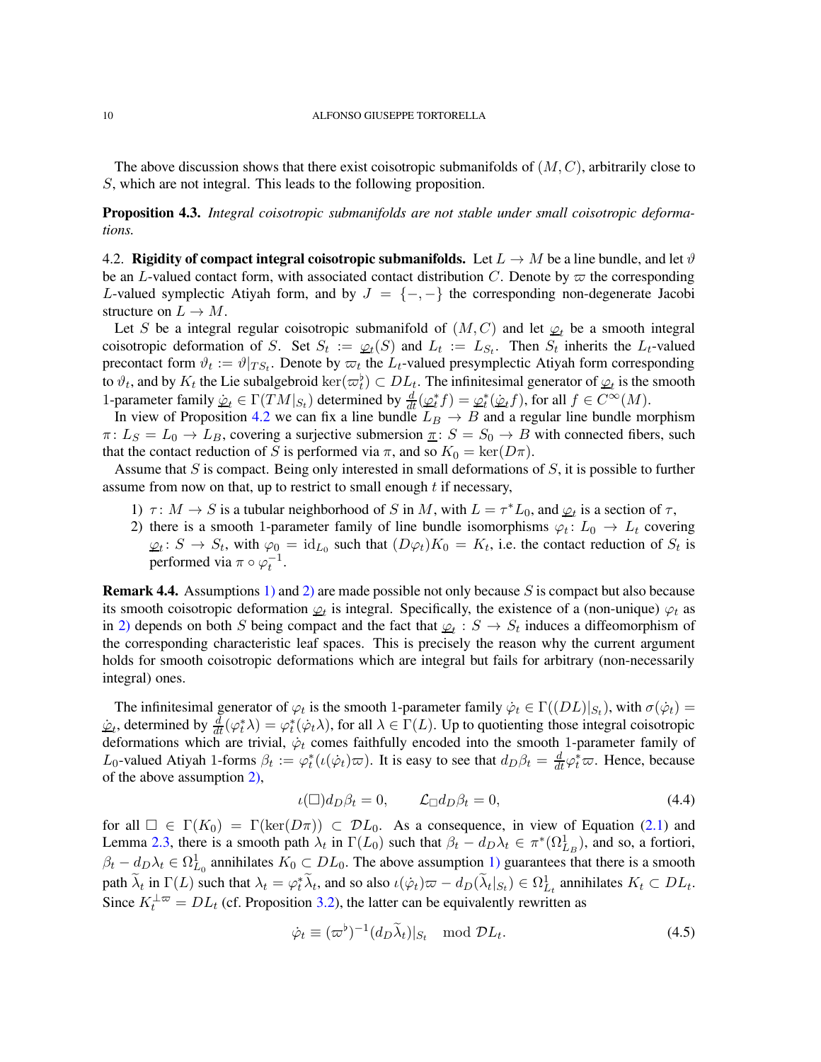The above discussion shows that there exist coisotropic submanifolds of $(M, C)$, arbitrarily close to $S$, which are not integral. This leads to the following proposition.

**Proposition 4.3.** *Integral coisotropic submanifolds are not stable under small coisotropic deformations.*

4.2. **Rigidity of compact integral coisotropic submanifolds.** Let $L \to M$ be a line bundle, and let $\vartheta$ be an $L$-valued contact form, with associated contact distribution $C$. Denote by $\varpi$ the corresponding $L$-valued symplectic Atiyah form, and by $J = \{-,-\}$ the corresponding non-degenerate Jacobi structure on $L \to M$.

Let $S$ be a integral regular coisotropic submanifold of $(M, C)$ and let $\underline{\varphi}_t$ be a smooth integral coisotropic deformation of $S$. Set $S_t := \underline{\varphi}_t(S)$ and $L_t := L_{S_t}$. Then $S_t$ inherits the $L_t$-valued precontact form $\vartheta_t := \vartheta|_{TS_t}$. Denote by $\varpi_t$ the $L_t$-valued presymplectic Atiyah form corresponding to $\vartheta_t$, and by $K_t$ the Lie subalgebroid $\ker(\varpi_t^\flat) \subset DL_t$. The infinitesimal generator of $\underline{\varphi}_t$ is the smooth 1-parameter family $\underline{\dot{\varphi}}_t \in \Gamma(TM|_{S_t})$ determined by $\frac{d}{dt}(\underline{\varphi}_t^* f) = \underline{\varphi}_t^*(\underline{\dot{\varphi}}_t f)$, for all $f \in C^\infty(M)$.

In view of Proposition 4.2 we can fix a line bundle $L_B \to B$ and a regular line bundle morphism $\pi \colon L_S = L_0 \to L_B$, covering a surjective submersion $\underline{\pi} \colon S = S_0 \to B$ with connected fibers, such that the contact reduction of $S$ is performed via $\pi$, and so $K_0 = \ker(D\pi)$.

Assume that $S$ is compact. Being only interested in small deformations of $S$, it is possible to further assume from now on that, up to restrict to small enough $t$ if necessary,

1) $\tau \colon M \to S$ is a tubular neighborhood of $S$ in $M$, with $L = \tau^* L_0$, and $\underline{\varphi}_t$ is a section of $\tau$,
2) there is a smooth 1-parameter family of line bundle isomorphisms $\varphi_t \colon L_0 \to L_t$ covering $\underline{\varphi}_t \colon S \to S_t$, with $\varphi_0 = \mathrm{id}_{L_0}$ such that $(D\varphi_t)K_0 = K_t$, i.e. the contact reduction of $S_t$ is performed via $\pi \circ \varphi_t^{-1}$.

**Remark 4.4.** Assumptions 1) and 2) are made possible not only because $S$ is compact but also because its smooth coisotropic deformation $\underline{\varphi}_t$ is integral. Specifically, the existence of a (non-unique) $\varphi_t$ as in 2) depends on both $S$ being compact and the fact that $\underline{\varphi}_t \colon S \to S_t$ induces a diffeomorphism of the corresponding characteristic leaf spaces. This is precisely the reason why the current argument holds for smooth coisotropic deformations which are integral but fails for arbitrary (non-necessarily integral) ones.

The infinitesimal generator of $\varphi_t$ is the smooth 1-parameter family $\dot{\varphi}_t \in \Gamma((DL)|_{S_t})$, with $\sigma(\dot{\varphi}_t) = \underline{\dot{\varphi}}_t$, determined by $\frac{d}{dt}(\varphi_t^* \lambda) = \varphi_t^*(\dot{\varphi}_t \lambda)$, for all $\lambda \in \Gamma(L)$. Up to quotienting those integral coisotropic deformations which are trivial, $\dot{\varphi}_t$ comes faithfully encoded into the smooth 1-parameter family of $L_0$-valued Atiyah 1-forms $\beta_t := \varphi_t^*(\iota(\dot{\varphi}_t)\varpi)$. It is easy to see that $d_D \beta_t = \frac{d}{dt}\varphi_t^* \varpi$. Hence, because of the above assumption 2),

$$\iota(\Box) d_D \beta_t = 0, \qquad \mathcal{L}_\Box d_D \beta_t = 0, \tag{4.4}$$

for all $\Box \in \Gamma(K_0) = \Gamma(\ker(D\pi)) \subset \mathcal{D}L_0$. As a consequence, in view of Equation (2.1) and Lemma 2.3, there is a smooth path $\lambda_t$ in $\Gamma(L_0)$ such that $\beta_t - d_D \lambda_t \in \pi^*(\Omega^1_{L_B})$, and so, a fortiori, $\beta_t - d_D \lambda_t \in \Omega^1_{L_0}$ annihilates $K_0 \subset DL_0$. The above assumption 1) guarantees that there is a smooth path $\widetilde{\lambda}_t$ in $\Gamma(L)$ such that $\lambda_t = \varphi_t^* \widetilde{\lambda}_t$, and so also $\iota(\dot{\varphi}_t)\varpi - d_D(\widetilde{\lambda}_t|_{S_t}) \in \Omega^1_{L_t}$ annihilates $K_t \subset DL_t$. Since $K_t^{\perp \varpi} = DL_t$ (cf. Proposition 3.2), the latter can be equivalently rewritten as

$$\dot{\varphi}_t \equiv (\varpi^\flat)^{-1}(d_D \widetilde{\lambda}_t)|_{S_t} \mod \mathcal{D}L_t. \tag{4.5}$$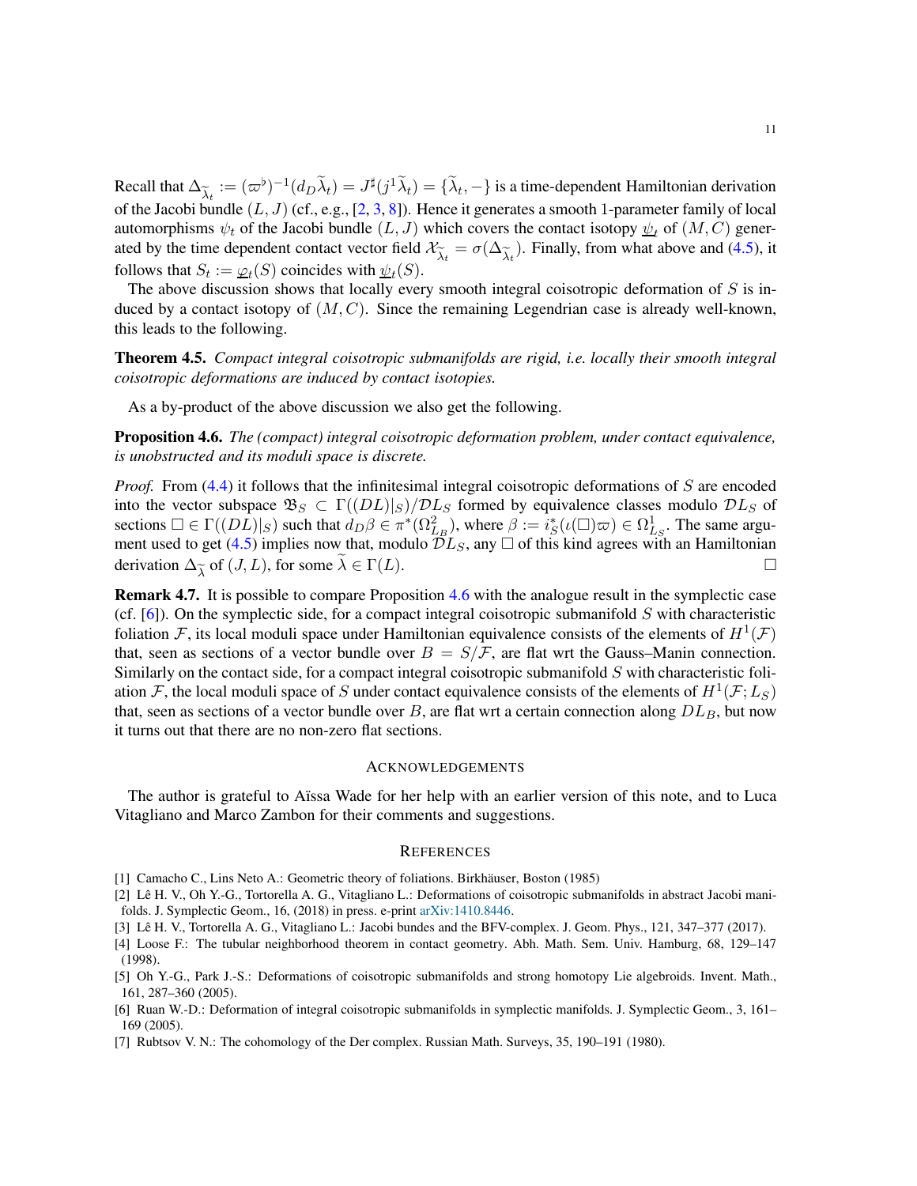Recall that $\Delta_{\widetilde{\lambda}_t} := (\varpi^\flat)^{-1}(d_D\widetilde{\lambda}_t) = J^\sharp(j^1\widetilde{\lambda}_t) = \{\widetilde{\lambda}_t, -\}$ is a time-dependent Hamiltonian derivation of the Jacobi bundle $(L, J)$ (cf., e.g., [2, 3, 8]). Hence it generates a smooth 1-parameter family of local automorphisms $\psi_t$ of the Jacobi bundle $(L, J)$ which covers the contact isotopy $\underline{\psi}_t$ of $(M, C)$ generated by the time dependent contact vector field $\mathcal{X}_{\widetilde{\lambda}_t} = \sigma(\Delta_{\widetilde{\lambda}_t})$. Finally, from what above and (4.5), it follows that $S_t := \underline{\varphi}_t(S)$ coincides with $\underline{\psi}_t(S)$.

The above discussion shows that locally every smooth integral coisotropic deformation of $S$ is induced by a contact isotopy of $(M, C)$. Since the remaining Legendrian case is already well-known, this leads to the following.

**Theorem 4.5.** *Compact integral coisotropic submanifolds are rigid, i.e. locally their smooth integral coisotropic deformations are induced by contact isotopies.*

As a by-product of the above discussion we also get the following.

**Proposition 4.6.** *The (compact) integral coisotropic deformation problem, under contact equivalence, is unobstructed and its moduli space is discrete.*

*Proof.* From (4.4) it follows that the infinitesimal integral coisotropic deformations of $S$ are encoded into the vector subspace $\mathfrak{B}_S \subset \Gamma((DL)|_S)/\mathcal{D}L_S$ formed by equivalence classes modulo $\mathcal{D}L_S$ of sections $\square \in \Gamma((DL)|_S)$ such that $d_D\beta \in \pi^*(\Omega^2_{L_B})$, where $\beta := i_S^*(\iota(\square)\varpi) \in \Omega^1_{L_S}$. The same argument used to get (4.5) implies now that, modulo $\mathcal{D}L_S$, any $\square$ of this kind agrees with an Hamiltonian derivation $\Delta_{\widetilde{\lambda}}$ of $(J, L)$, for some $\widetilde{\lambda} \in \Gamma(L)$. $\square$

**Remark 4.7.** It is possible to compare Proposition 4.6 with the analogue result in the symplectic case (cf. [6]). On the symplectic side, for a compact integral coisotropic submanifold $S$ with characteristic foliation $\mathcal{F}$, its local moduli space under Hamiltonian equivalence consists of the elements of $H^1(\mathcal{F})$ that, seen as sections of a vector bundle over $B = S/\mathcal{F}$, are flat wrt the Gauss–Manin connection. Similarly on the contact side, for a compact integral coisotropic submanifold $S$ with characteristic foliation $\mathcal{F}$, the local moduli space of $S$ under contact equivalence consists of the elements of $H^1(\mathcal{F}; L_S)$ that, seen as sections of a vector bundle over $B$, are flat wrt a certain connection along $DL_B$, but now it turns out that there are no non-zero flat sections.

## Acknowledgements

The author is grateful to Aïssa Wade for her help with an earlier version of this note, and to Luca Vitagliano and Marco Zambon for their comments and suggestions.

## References

[1] Camacho C., Lins Neto A.: Geometric theory of foliations. Birkhäuser, Boston (1985)

[2] Lê H. V., Oh Y.-G., Tortorella A. G., Vitagliano L.: Deformations of coisotropic submanifolds in abstract Jacobi manifolds. J. Symplectic Geom., 16, (2018) in press. e-print arXiv:1410.8446.

[3] Lê H. V., Tortorella A. G., Vitagliano L.: Jacobi bundes and the BFV-complex. J. Geom. Phys., 121, 347–377 (2017).

[4] Loose F.: The tubular neighborhood theorem in contact geometry. Abh. Math. Sem. Univ. Hamburg, 68, 129–147 (1998).

[5] Oh Y.-G., Park J.-S.: Deformations of coisotropic submanifolds and strong homotopy Lie algebroids. Invent. Math., 161, 287–360 (2005).

[6] Ruan W.-D.: Deformation of integral coisotropic submanifolds in symplectic manifolds. J. Symplectic Geom., 3, 161–169 (2005).

[7] Rubtsov V. N.: The cohomology of the Der complex. Russian Math. Surveys, 35, 190–191 (1980).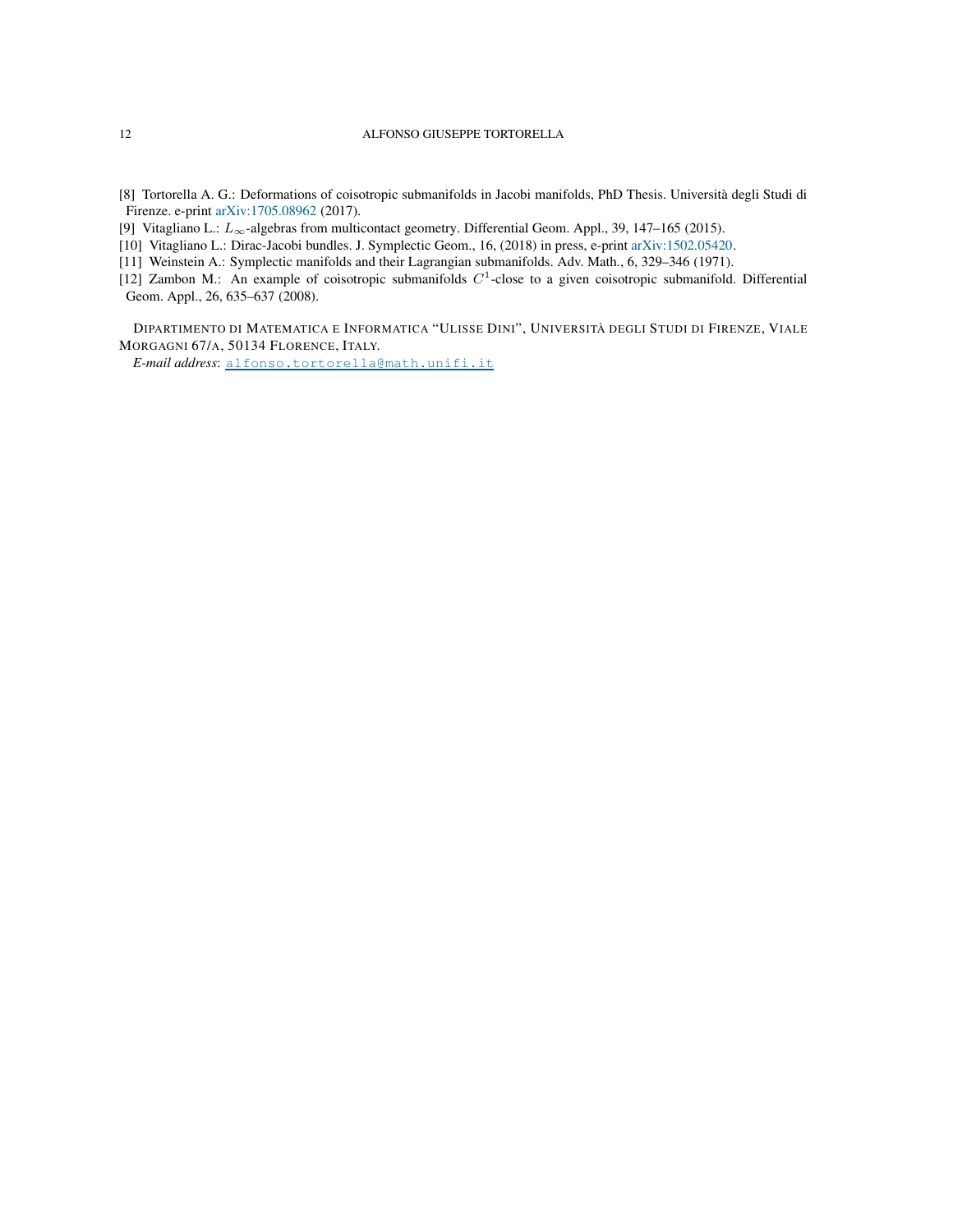[8] Tortorella A. G.: Deformations of coisotropic submanifolds in Jacobi manifolds, PhD Thesis. Università degli Studi di Firenze. e-print arXiv:1705.08962 (2017).

[9] Vitagliano L.: $L_\infty$-algebras from multicontact geometry. Differential Geom. Appl., 39, 147–165 (2015).

[10] Vitagliano L.: Dirac-Jacobi bundles. J. Symplectic Geom., 16, (2018) in press, e-print arXiv:1502.05420.

[11] Weinstein A.: Symplectic manifolds and their Lagrangian submanifolds. Adv. Math., 6, 329–346 (1971).

[12] Zambon M.: An example of coisotropic submanifolds $C^1$-close to a given coisotropic submanifold. Differential Geom. Appl., 26, 635–637 (2008).

DIPARTIMENTO DI MATEMATICA E INFORMATICA "ULISSE DINI", UNIVERSITÀ DEGLI STUDI DI FIRENZE, VIALE MORGAGNI 67/A, 50134 FLORENCE, ITALY.

*E-mail address*: alfonso.tortorella@math.unifi.it